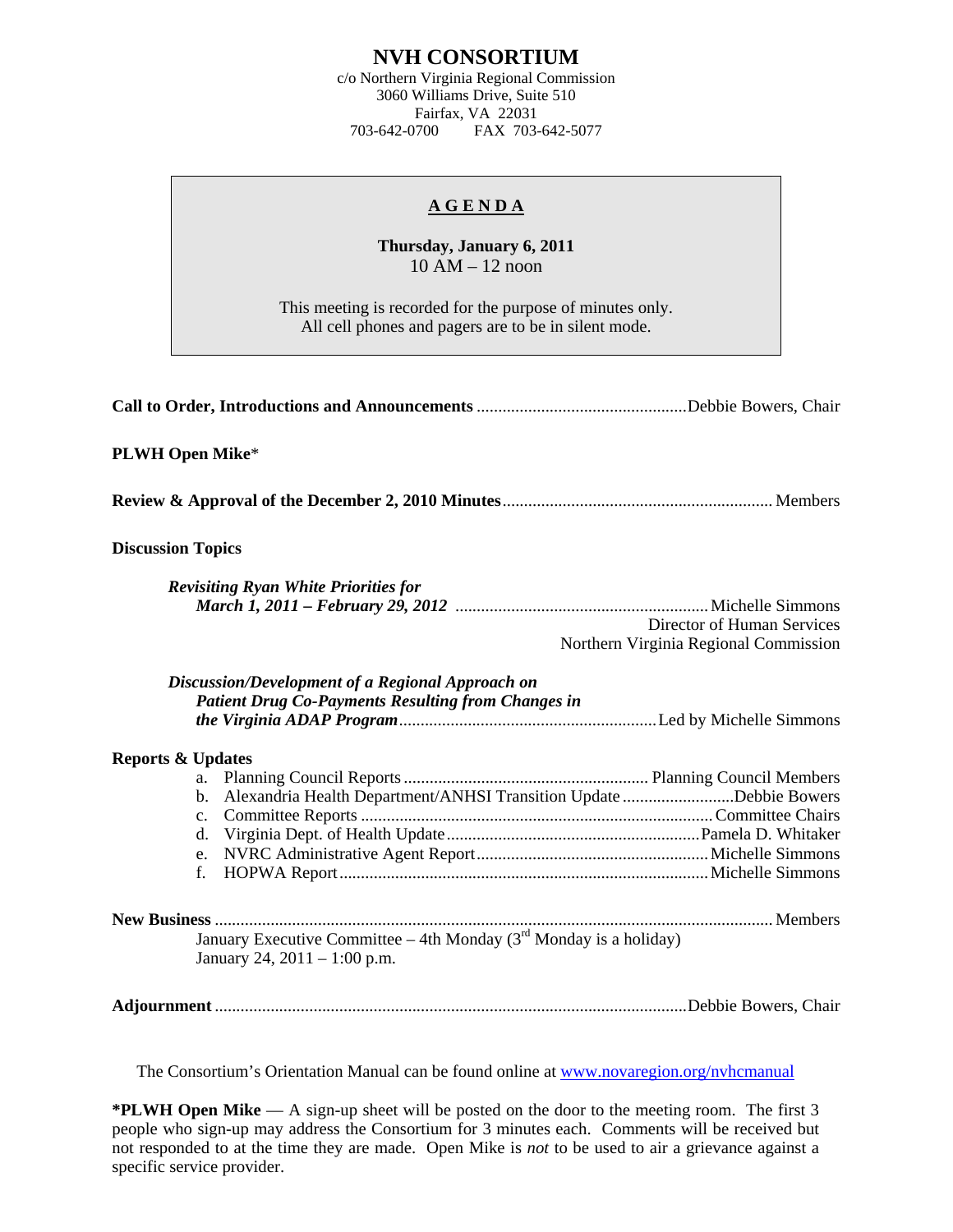# NVH CONSORTIUM

c/o Northern Virginia Regional Commission
3060 Williams Drive, Suite 510
Fairfax, VA 22031
703-642-0700 FAX 703-642-5077

## AGENDA

**Thursday, January 6, 2011**
10 AM – 12 noon

This meeting is recorded for the purpose of minutes only.
All cell phones and pagers are to be in silent mode.

---

**Call to Order, Introductions and Announcements** ........ Debbie Bowers, Chair

**PLWH Open Mike***

**Review & Approval of the December 2, 2010 Minutes** ........ Members

**Discussion Topics**

***Revisiting Ryan White Priorities for March 1, 2011 – February 29, 2012*** ........ Michelle Simmons
Director of Human Services
Northern Virginia Regional Commission

***Discussion/Development of a Regional Approach on Patient Drug Co-Payments Resulting from Changes in the Virginia ADAP Program*** ........ Led by Michelle Simmons

**Reports & Updates**

a. Planning Council Reports ........ Planning Council Members
b. Alexandria Health Department/ANHSI Transition Update ........ Debbie Bowers
c. Committee Reports ........ Committee Chairs
d. Virginia Dept. of Health Update ........ Pamela D. Whitaker
e. NVRC Administrative Agent Report ........ Michelle Simmons
f. HOPWA Report ........ Michelle Simmons

**New Business** ........ Members

January Executive Committee – 4th Monday (3rd Monday is a holiday)
January 24, 2011 – 1:00 p.m.

**Adjournment** ........ Debbie Bowers, Chair

The Consortium's Orientation Manual can be found online at [www.novaregion.org/nvhcmanual](http://www.novaregion.org/nvhcmanual)

**\*PLWH Open Mike** — A sign-up sheet will be posted on the door to the meeting room. The first 3 people who sign-up may address the Consortium for 3 minutes each. Comments will be received but not responded to at the time they are made. Open Mike is *not* to be used to air a grievance against a specific service provider.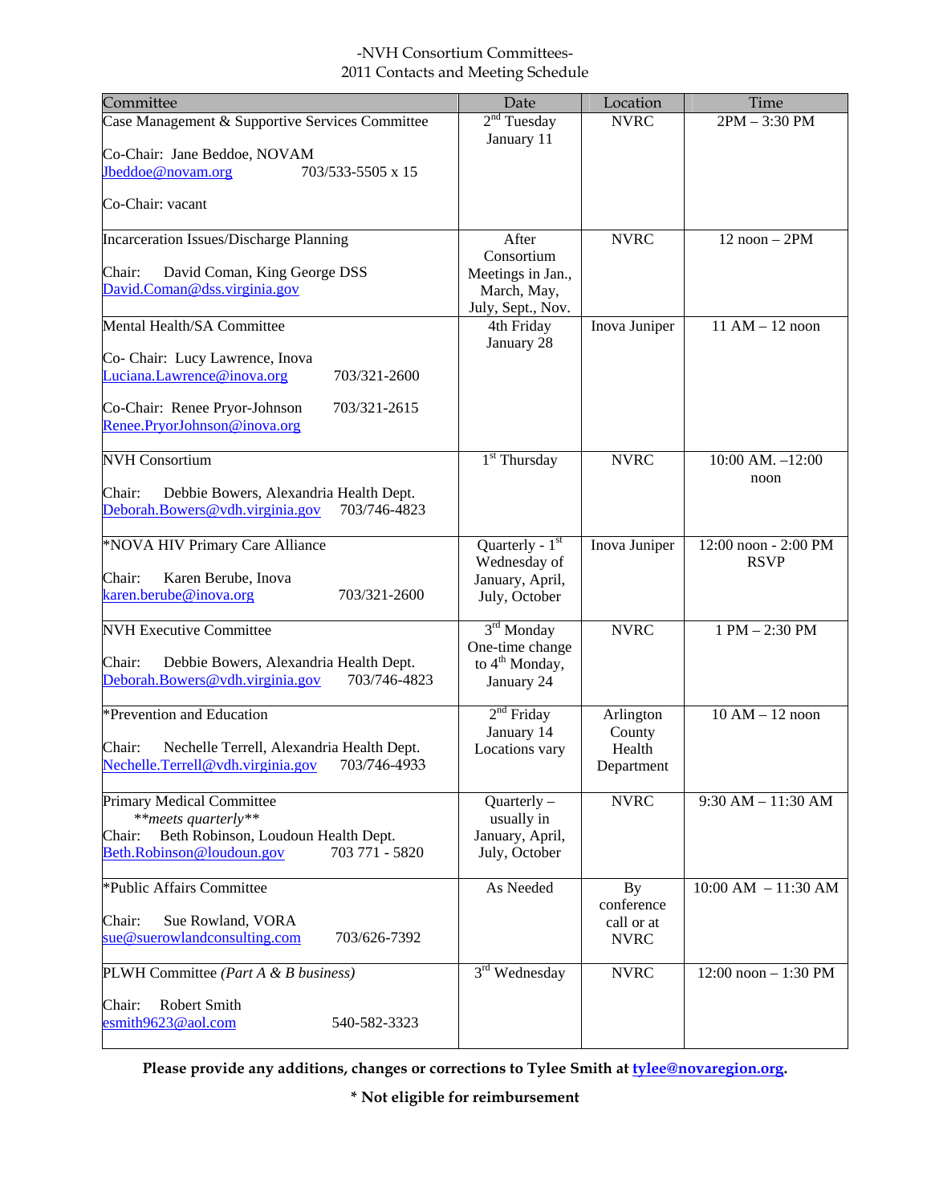-NVH Consortium Committees-
2011 Contacts and Meeting Schedule

| Committee | Date | Location | Time |
|---|---|---|---|
| Case Management & Supportive Services Committee<br><br>Co-Chair: Jane Beddoe, NOVAM<br>Jbeddoe@novam.org 703/533-5505 x 15<br><br>Co-Chair: vacant | 2nd Tuesday<br>January 11 | NVRC | 2PM – 3:30 PM |
| Incarceration Issues/Discharge Planning<br><br>Chair: David Coman, King George DSS<br>David.Coman@dss.virginia.gov | After Consortium Meetings in Jan., March, May, July, Sept., Nov. | NVRC | 12 noon – 2PM |
| Mental Health/SA Committee<br><br>Co- Chair: Lucy Lawrence, Inova<br>Luciana.Lawrence@inova.org 703/321-2600<br><br>Co-Chair: Renee Pryor-Johnson 703/321-2615<br>Renee.PryorJohnson@inova.org | 4th Friday<br>January 28 | Inova Juniper | 11 AM – 12 noon |
| NVH Consortium<br><br>Chair: Debbie Bowers, Alexandria Health Dept.<br>Deborah.Bowers@vdh.virginia.gov 703/746-4823 | 1st Thursday | NVRC | 10:00 AM. –12:00 noon |
| *NOVA HIV Primary Care Alliance<br><br>Chair: Karen Berube, Inova<br>karen.berube@inova.org 703/321-2600 | Quarterly - 1st Wednesday of January, April, July, October | Inova Juniper | 12:00 noon - 2:00 PM<br>RSVP |
| NVH Executive Committee<br><br>Chair: Debbie Bowers, Alexandria Health Dept.<br>Deborah.Bowers@vdh.virginia.gov 703/746-4823 | 3rd Monday<br>One-time change to 4th Monday, January 24 | NVRC | 1 PM – 2:30 PM |
| *Prevention and Education<br><br>Chair: Nechelle Terrell, Alexandria Health Dept.<br>Nechelle.Terrell@vdh.virginia.gov 703/746-4933 | 2nd Friday<br>January 14<br>Locations vary | Arlington County Health Department | 10 AM – 12 noon |
| Primary Medical Committee<br>*\*meets quarterly\*\*<br>Chair: Beth Robinson, Loudoun Health Dept.<br>Beth.Robinson@loudoun.gov 703 771 - 5820 | Quarterly – usually in January, April, July, October | NVRC | 9:30 AM – 11:30 AM |
| *Public Affairs Committee<br><br>Chair: Sue Rowland, VORA<br>sue@suerowlandconsulting.com 703/626-7392 | As Needed | By conference call or at NVRC | 10:00 AM – 11:30 AM |
| PLWH Committee *(Part A & B business)*<br><br>Chair: Robert Smith<br>esmith9623@aol.com 540-582-3323 | 3rd Wednesday | NVRC | 12:00 noon – 1:30 PM |

**Please provide any additions, changes or corrections to Tylee Smith at tylee@novaregion.org.**

**\* Not eligible for reimbursement**